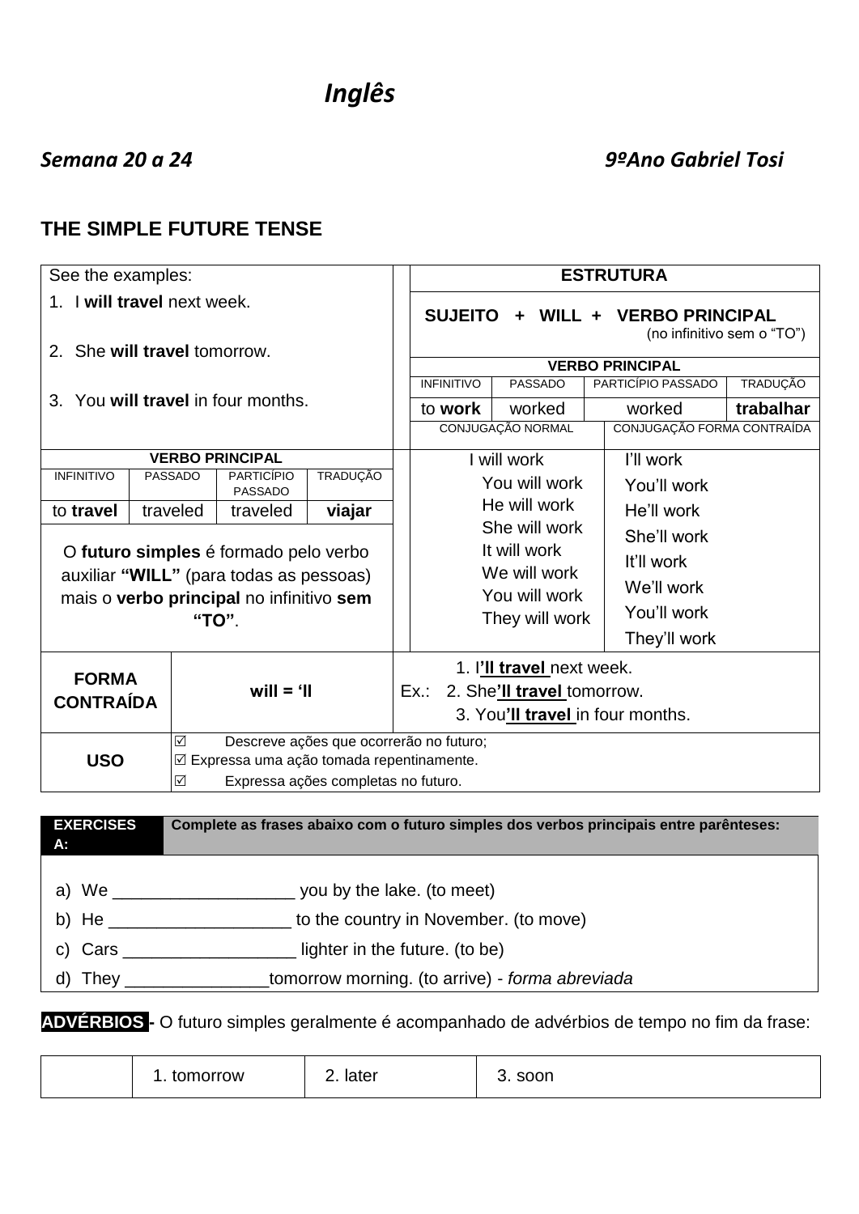# Inglês

***Semana 20 a 24*** ***9ºAno Gabriel Tosi***

## THE SIMPLE FUTURE TENSE

See the examples:

1. I **will travel** next week.
2. She **will travel** tomorrow.
3. You **will travel** in four months.

| VERBO PRINCIPAL | | | |
|---|---|---|---|
| INFINITIVO | PASSADO | PARTICÍPIO PASSADO | TRADUÇÃO |
| to **travel** | traveled | traveled | **viajar** |

O **futuro simples** é formado pelo verbo auxiliar **"WILL"** (para todas as pessoas) mais o **verbo principal** no infinitivo **sem "TO"**.

**ESTRUTURA**

**SUJEITO + WILL + VERBO PRINCIPAL** (no infinitivo sem o "TO")

| VERBO PRINCIPAL | | | |
|---|---|---|---|
| INFINITIVO | PASSADO | PARTICÍPIO PASSADO | TRADUÇÃO |
| to **work** | worked | worked | **trabalhar** |

| CONJUGAÇÃO NORMAL | CONJUGAÇÃO FORMA CONTRAÍDA |
|---|---|
| I will work | I'll work |
| You will work | You'll work |
| He will work | He'll work |
| She will work | She'll work |
| It will work | It'll work |
| We will work | We'll work |
| You will work | You'll work |
| They will work | They'll work |

| **FORMA CONTRAÍDA** | **will = 'll** | Ex.: 1. I**'ll travel** next week. 2. She**'ll travel** tomorrow. 3. You**'ll travel** in four months. |
|---|---|---|

| **USO** | ☑ Descreve ações que ocorrerão no futuro; ☑ Expressa uma ação tomada repentinamente. ☑ Expressa ações completas no futuro. |
|---|---|

**EXERCISES A:** **Complete as frases abaixo com o futuro simples dos verbos principais entre parênteses:**

a) We ___________________ you by the lake. (to meet)
b) He ___________________ to the country in November. (to move)
c) Cars __________________ lighter in the future. (to be)
d) They _______________tomorrow morning. (to arrive) - *forma abreviada*

**ADVÉRBIOS -** O futuro simples geralmente é acompanhado de advérbios de tempo no fim da frase:

| | 1. tomorrow | 2. later | 3. soon |
|---|---|---|---|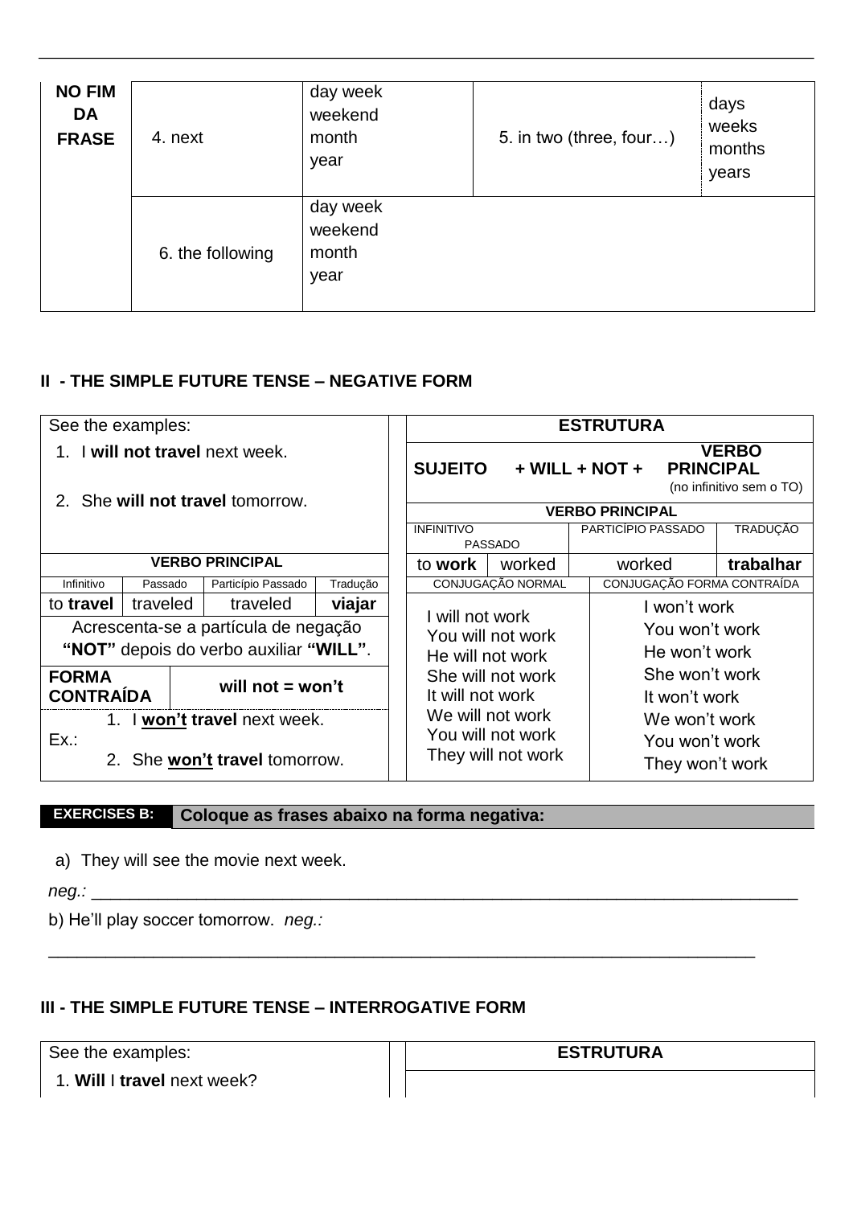| NO FIM DA FRASE | 4. next | day week<br>weekend<br>month<br>year | 5. in two (three, four…) | days<br>weeks<br>months<br>years |
|---|---|---|---|---|
| | 6. the following | day week<br>weekend<br>month<br>year | | |

## II - THE SIMPLE FUTURE TENSE – NEGATIVE FORM

See the examples:

1. I **will not travel** next week.
2. She **will not travel** tomorrow.

| VERBO PRINCIPAL | | | |
|---|---|---|---|
| Infinitivo | Passado | Particípio Passado | Tradução |
| to **travel** | traveled | traveled | **viajar** |

Acrescenta-se a partícula de negação **"NOT"** depois do verbo auxiliar **"WILL"**.

| **FORMA CONTRAÍDA** | **will not = won't** |
|---|---|

Ex.:
1. I **won't travel** next week.
2. She **won't travel** tomorrow.

**ESTRUTURA**

**SUJEITO + WILL + NOT + VERBO PRINCIPAL** (no infinitivo sem o TO)

| VERBO PRINCIPAL | | | |
|---|---|---|---|
| INFINITIVO | PASSADO | PARTICÍPIO PASSADO | TRADUÇÃO |
| to **work** | worked | worked | **trabalhar** |

| CONJUGAÇÃO NORMAL | CONJUGAÇÃO FORMA CONTRAÍDA |
|---|---|
| I will not work | I won't work |
| You will not work | You won't work |
| He will not work | He won't work |
| She will not work | She won't work |
| It will not work | It won't work |
| We will not work | We won't work |
| You will not work | You won't work |
| They will not work | They won't work |

**EXERCISES B:** **Coloque as frases abaixo na forma negativa:**

a) They will see the movie next week.

*neg.:* ___________________________________________________________________________

b) He'll play soccer tomorrow. *neg.:*

___________________________________________________________________________

## III - THE SIMPLE FUTURE TENSE – INTERROGATIVE FORM

See the examples:

1. **Will** I **travel** next week?

**ESTRUTURA**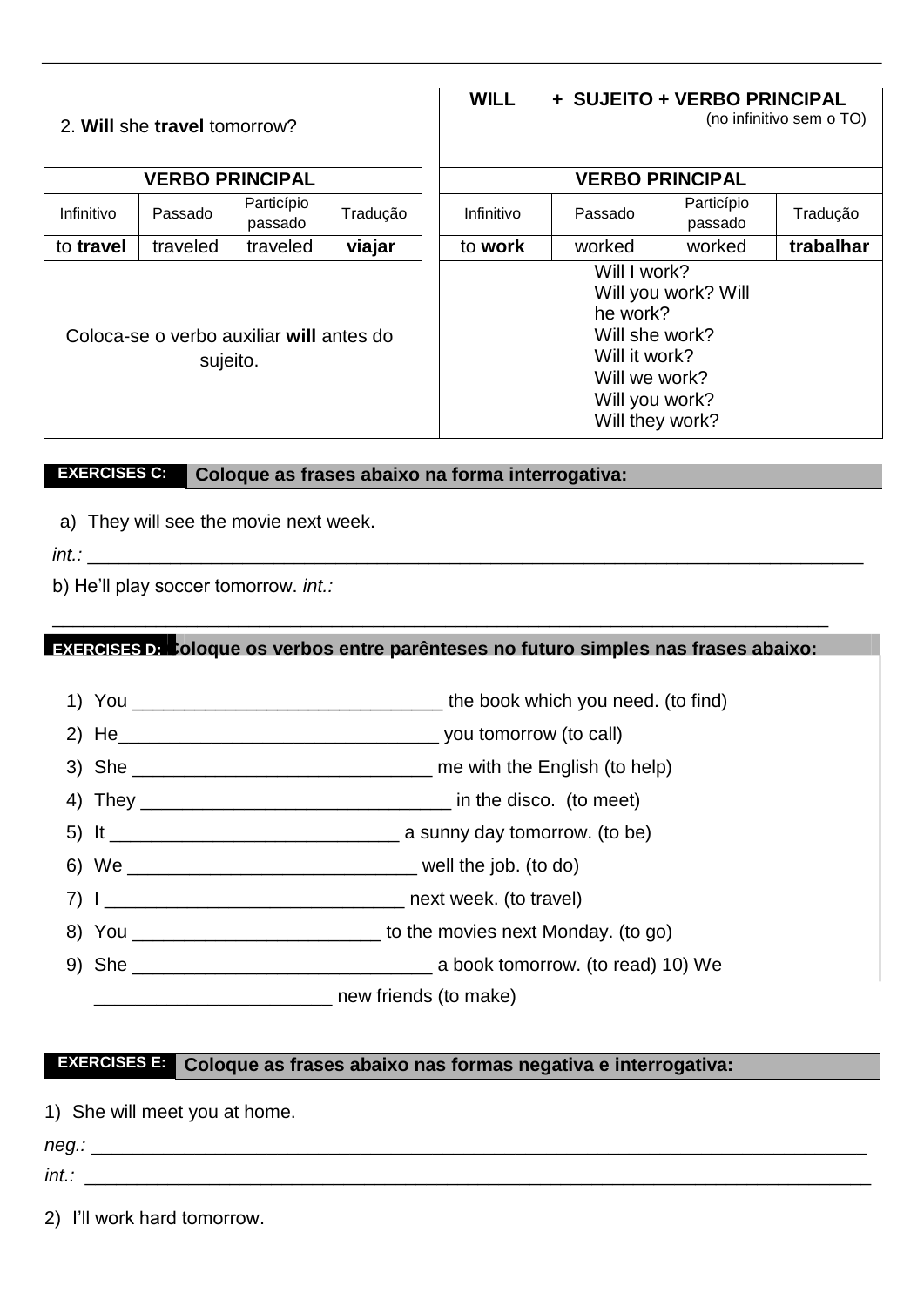| 2. **Will** she **travel** tomorrow? | | | | **WILL + SUJEITO + VERBO PRINCIPAL** (no infinitivo sem o TO) | | | |
|---|---|---|---|---|---|---|---|
| **VERBO PRINCIPAL** | | | | **VERBO PRINCIPAL** | | | |
| Infinitivo | Passado | Particípio passado | Tradução | Infinitivo | Passado | Particípio passado | Tradução |
| to **travel** | traveled | traveled | **viajar** | to **work** | worked | worked | **trabalhar** |
| Coloca-se o verbo auxiliar **will** antes do sujeito. | | | | Will I work?<br>Will you work? Will he work?<br>Will she work?<br>Will it work?<br>Will we work?<br>Will you work?<br>Will they work? | | | |

**EXERCISES C:** **Coloque as frases abaixo na forma interrogativa:**

a) They will see the movie next week.

*int.:* ______________________________________________________________________________

b) He'll play soccer tomorrow. *int.:*

______________________________________________________________________________

**EXERCISES D:** **Coloque os verbos entre parênteses no futuro simples nas frases abaixo:**

1) You ______________________________ the book which you need. (to find)
2) He________________________________ you tomorrow (to call)
3) She _____________________________ me with the English (to help)
4) They ______________________________ in the disco. (to meet)
5) It ____________________________ a sunny day tomorrow. (to be)
6) We ____________________________ well the job. (to do)
7) I _____________________________ next week. (to travel)
8) You ________________________ to the movies next Monday. (to go)
9) She _____________________________ a book tomorrow. (to read) 10) We _______________________ new friends (to make)

**EXERCISES E:** **Coloque as frases abaixo nas formas negativa e interrogativa:**

1) She will meet you at home.

*neg.:* ______________________________________________________________________________

*int.:* ______________________________________________________________________________

2) I'll work hard tomorrow.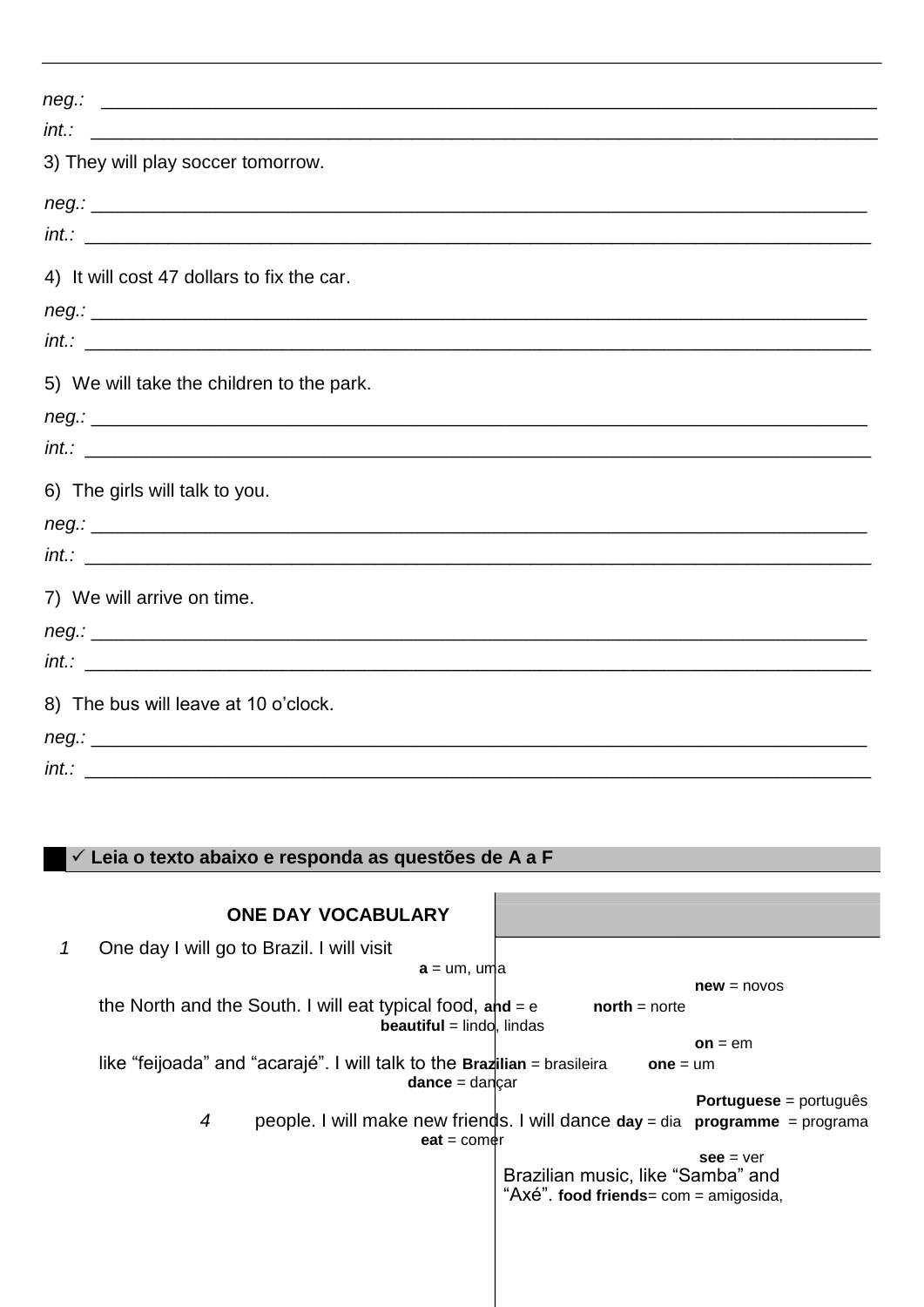neg.: ___________________________________________________________________________

int.: ___________________________________________________________________________

3) They will play soccer tomorrow.

neg.: ___________________________________________________________________________

int.: ___________________________________________________________________________

4) It will cost 47 dollars to fix the car.

neg.: ___________________________________________________________________________

int.: ___________________________________________________________________________

5) We will take the children to the park.

neg.: ___________________________________________________________________________

int.: ___________________________________________________________________________

6) The girls will talk to you.

neg.: ___________________________________________________________________________

int.: ___________________________________________________________________________

7) We will arrive on time.

neg.: ___________________________________________________________________________

int.: ___________________________________________________________________________

8) The bus will leave at 10 o'clock.

neg.: ___________________________________________________________________________

int.: ___________________________________________________________________________

✓ **Leia o texto abaixo e responda as questões de A a F**

**ONE DAY**

1 One day I will go to Brazil. I will visit the North and the South. I will eat typical food, like "feijoada" and "acarajé". I will talk to the Brazilian people. I will make new friends. I will dance Brazilian music, like "Samba" and "Axé".

4

**VOCABULARY**

**a** = um, uma
**and** = e
**beautiful** = lindo, lindas
**Brazilian** = brasileira
**dance** = dançar
**day** = dia
**eat** = comer
**food** = comida,
**friends** = amigos
**new** = novos
**north** = norte
**on** = em
**one** = um
**Portuguese** = português
**programme** = programa
**see** = ver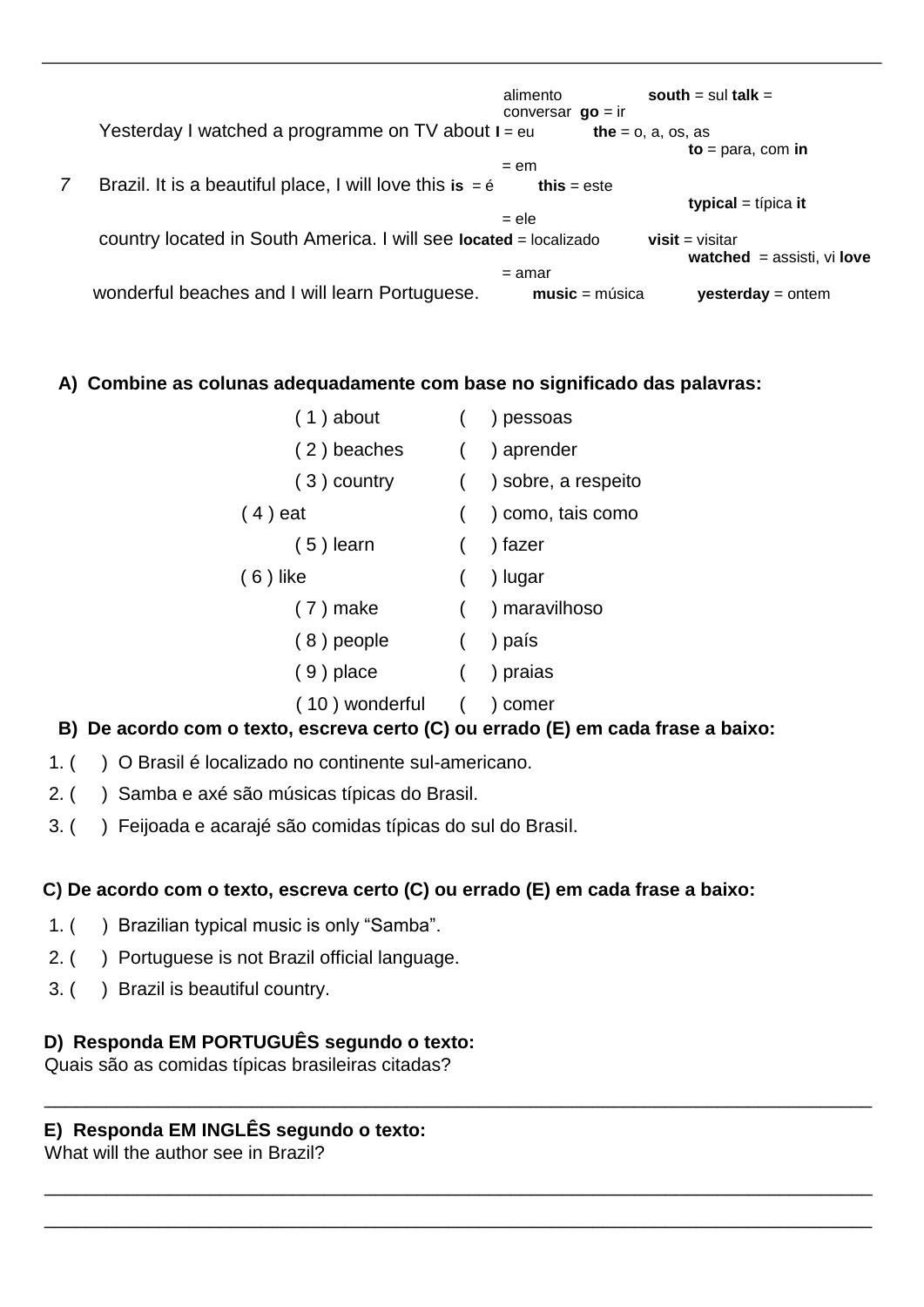7

Yesterday I watched a programme on TV about Brazil. It is a beautiful place, I will love this country located in South America. I will see wonderful beaches and I will learn Portuguese.

alimento **south** = sul **talk** = conversar **go** = ir
**I** = eu **the** = o, a, os, as **to** = para, com **in** = em
**is** = é **this** = este **typical** = típica **it** = ele
**located** = localizado **visit** = visitar **watched** = assisti, vi **love** = amar
**music** = música **yesterday** = ontem

**A) Combine as colunas adequadamente com base no significado das palavras:**

| | |
|---|---|
| ( 1 ) about | (    ) pessoas |
| ( 2 ) beaches | (    ) aprender |
| ( 3 ) country | (    ) sobre, a respeito |
| ( 4 ) eat | (    ) como, tais como |
| ( 5 ) learn | (    ) fazer |
| ( 6 ) like | (    ) lugar |
| ( 7 ) make | (    ) maravilhoso |
| ( 8 ) people | (    ) país |
| ( 9 ) place | (    ) praias |
| ( 10 ) wonderful | (    ) comer |

**B) De acordo com o texto, escreva certo (C) ou errado (E) em cada frase a baixo:**

1. (    ) O Brasil é localizado no continente sul-americano.
2. (    ) Samba e axé são músicas típicas do Brasil.
3. (    ) Feijoada e acarajé são comidas típicas do sul do Brasil.

**C) De acordo com o texto, escreva certo (C) ou errado (E) em cada frase a baixo:**

1. (    ) Brazilian typical music is only "Samba".
2. (    ) Portuguese is not Brazil official language.
3. (    ) Brazil is beautiful country.

**D) Responda EM PORTUGUÊS segundo o texto:**

Quais são as comidas típicas brasileiras citadas?

\_\_\_\_\_\_\_\_\_\_\_\_\_\_\_\_\_\_\_\_\_\_\_\_\_\_\_\_\_\_\_\_\_\_\_\_\_\_\_\_\_\_\_\_\_\_\_\_\_\_\_\_\_\_\_\_\_\_\_\_\_\_\_\_\_\_\_\_\_\_\_\_\_\_\_\_

**E) Responda EM INGLÊS segundo o texto:**

What will the author see in Brazil?

\_\_\_\_\_\_\_\_\_\_\_\_\_\_\_\_\_\_\_\_\_\_\_\_\_\_\_\_\_\_\_\_\_\_\_\_\_\_\_\_\_\_\_\_\_\_\_\_\_\_\_\_\_\_\_\_\_\_\_\_\_\_\_\_\_\_\_\_\_\_\_\_\_\_\_\_

\_\_\_\_\_\_\_\_\_\_\_\_\_\_\_\_\_\_\_\_\_\_\_\_\_\_\_\_\_\_\_\_\_\_\_\_\_\_\_\_\_\_\_\_\_\_\_\_\_\_\_\_\_\_\_\_\_\_\_\_\_\_\_\_\_\_\_\_\_\_\_\_\_\_\_\_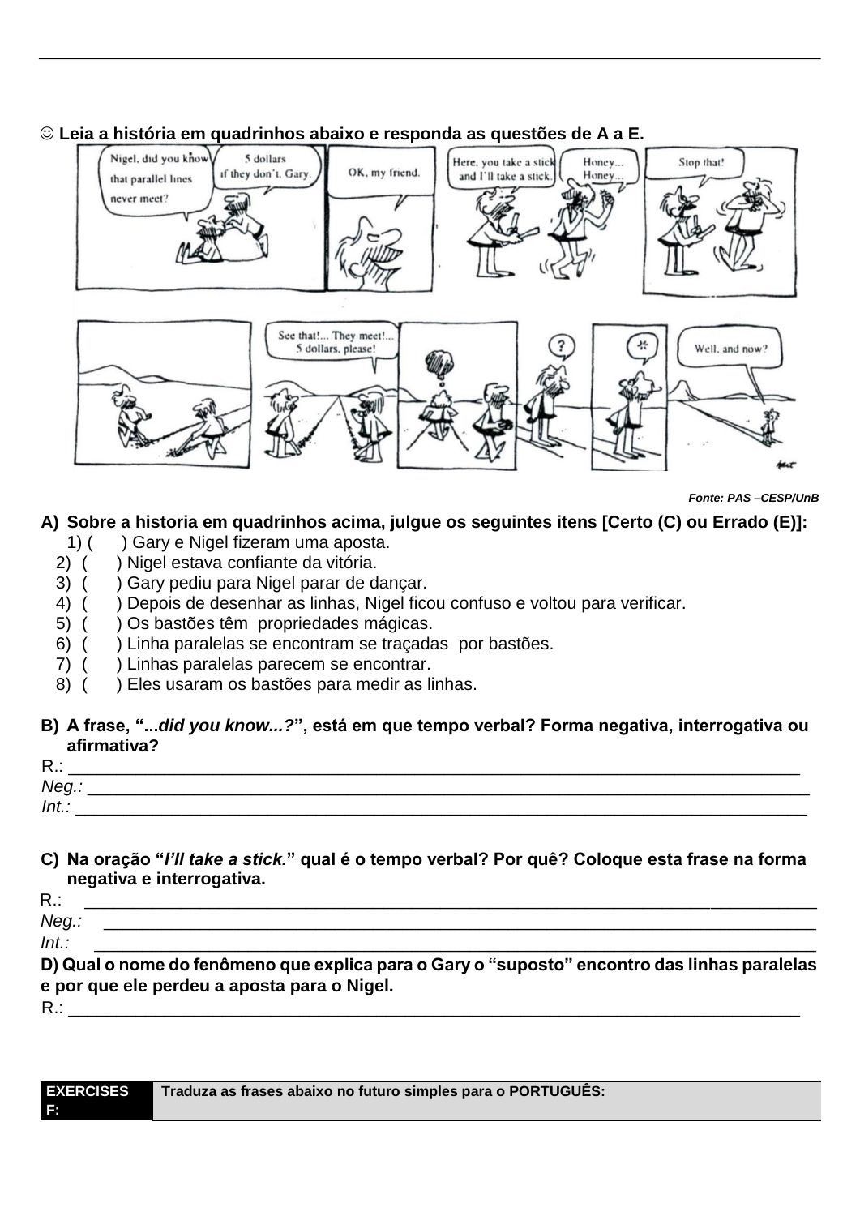☺ **Leia a história em quadrinhos abaixo e responda as questões de A a E.**

*Fonte: PAS –CESP/UnB*

**A) Sobre a historia em quadrinhos acima, julgue os seguintes itens [Certo (C) ou Errado (E)]:**

1) (  ) Gary e Nigel fizeram uma aposta.
2) (  ) Nigel estava confiante da vitória.
3) (  ) Gary pediu para Nigel parar de dançar.
4) (  ) Depois de desenhar as linhas, Nigel ficou confuso e voltou para verificar.
5) (  ) Os bastões têm propriedades mágicas.
6) (  ) Linha paralelas se encontram se traçadas por bastões.
7) (  ) Linhas paralelas parecem se encontrar.
8) (  ) Eles usaram os bastões para medir as linhas.

**B) A frase, "*...did you know...?*", está em que tempo verbal? Forma negativa, interrogativa ou afirmativa?**

R.: ____________________________________________________________________

*Neg.:* ____________________________________________________________________

*Int.:* ____________________________________________________________________

**C) Na oração "*I'll take a stick.*" qual é o tempo verbal? Por quê? Coloque esta frase na forma negativa e interrogativa.**

R.: ____________________________________________________________________

*Neg.:* ____________________________________________________________________

*Int.:* ____________________________________________________________________

**D) Qual o nome do fenômeno que explica para o Gary o "suposto" encontro das linhas paralelas e por que ele perdeu a aposta para o Nigel.**

R.: ____________________________________________________________________

| EXERCISES F: | Traduza as frases abaixo no futuro simples para o PORTUGUÊS: |
|---|---|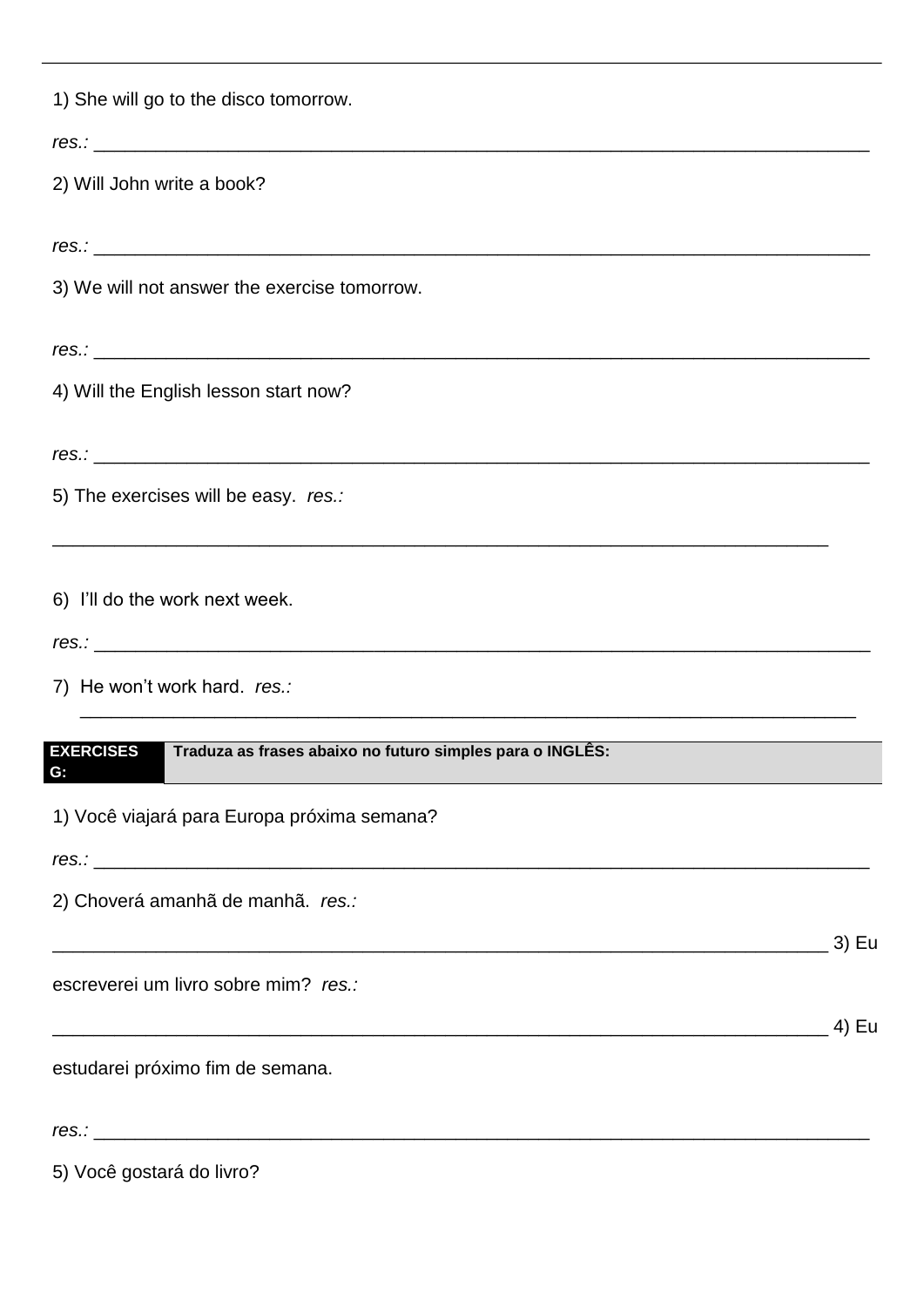1) She will go to the disco tomorrow.

*res.:* ______________________________________________________________________________

2) Will John write a book?

*res.:* ______________________________________________________________________________

3) We will not answer the exercise tomorrow.

*res.:* ______________________________________________________________________________

4) Will the English lesson start now?

*res.:* ______________________________________________________________________________

5) The exercises will be easy. *res.:*

______________________________________________________________________________

6) I'll do the work next week.

*res.:* ______________________________________________________________________________

7) He won't work hard. *res.:*

______________________________________________________________________________

| **EXERCISES G:** | **Traduza as frases abaixo no futuro simples para o INGLÊS:** |
|---|---|

1) Você viajará para Europa próxima semana?

*res.:* ______________________________________________________________________________

2) Choverá amanhã de manhã. *res.:*

______________________________________________________________________________

3) Eu escreverei um livro sobre mim? *res.:*

______________________________________________________________________________

4) Eu estudarei próximo fim de semana.

*res.:* ______________________________________________________________________________

5) Você gostará do livro?